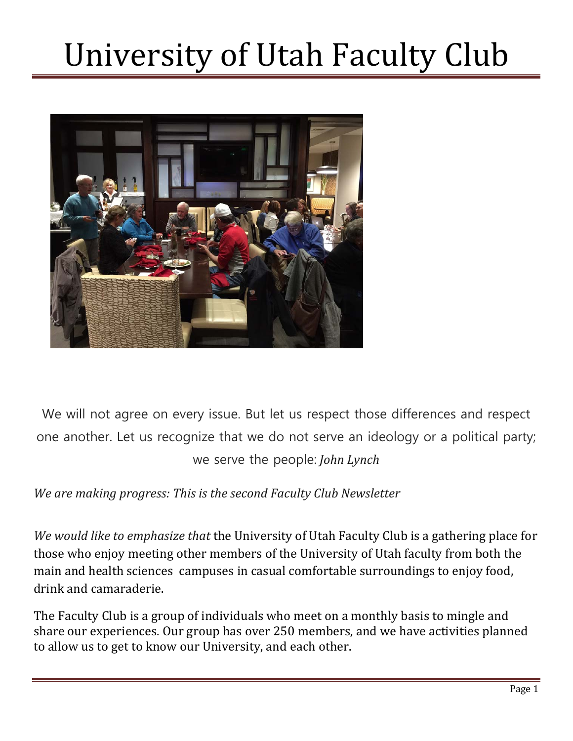# University of Utah Faculty Club

We will not agree on every issue. But let us respect those differences and respect one another. Let us recognize that we do not serve an ideology or a political party; we serve the people: *John Lynch*

*We are making progress: This is the second Faculty Club Newsletter*

*We would like to emphasize that* the University of Utah Faculty Club is a gathering place for those who enjoy meeting other members of the University of Utah faculty from both the main and health sciences campuses in casual comfortable surroundings to enjoy food, drink and camaraderie.

The Faculty Club is a group of individuals who meet on a monthly basis to mingle and share our experiences. Our group has over 250 members, and we have activities planned to allow us to get to know our University, and each other.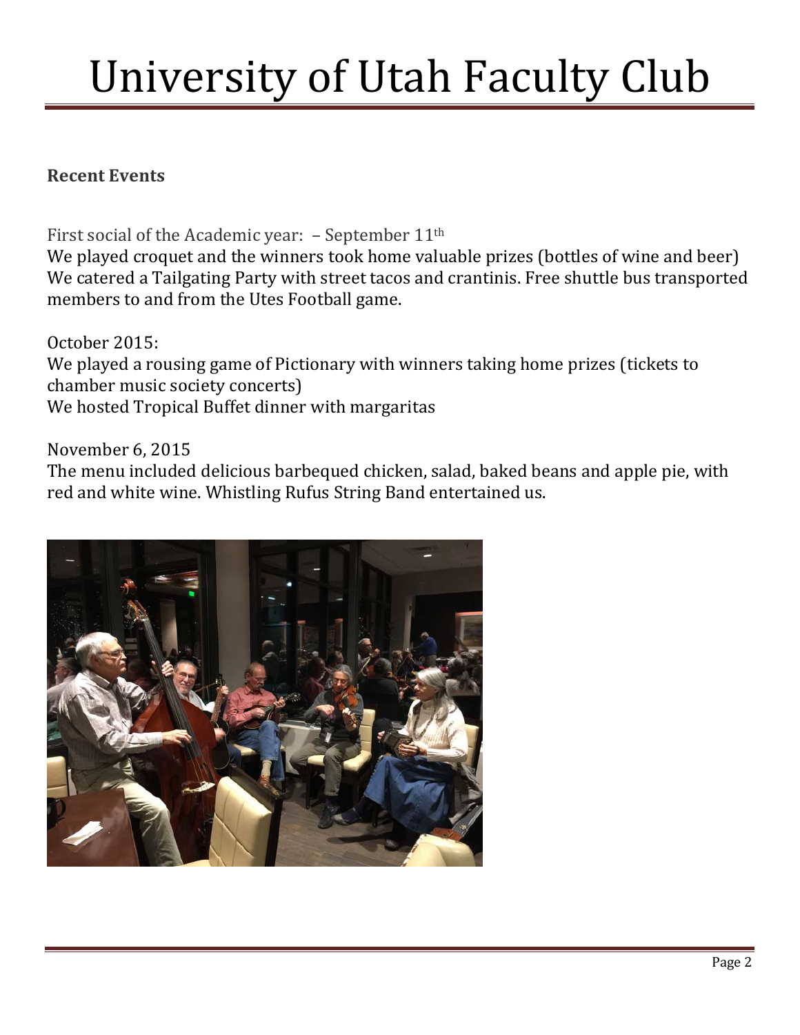# University of Utah Faculty Club

**Recent Events**

First social of the Academic year: – September 11th
We played croquet and the winners took home valuable prizes (bottles of wine and beer) We catered a Tailgating Party with street tacos and crantinis. Free shuttle bus transported members to and from the Utes Football game.

October 2015:
We played a rousing game of Pictionary with winners taking home prizes (tickets to chamber music society concerts)
We hosted Tropical Buffet dinner with margaritas

November 6, 2015
The menu included delicious barbequed chicken, salad, baked beans and apple pie, with red and white wine. Whistling Rufus String Band entertained us.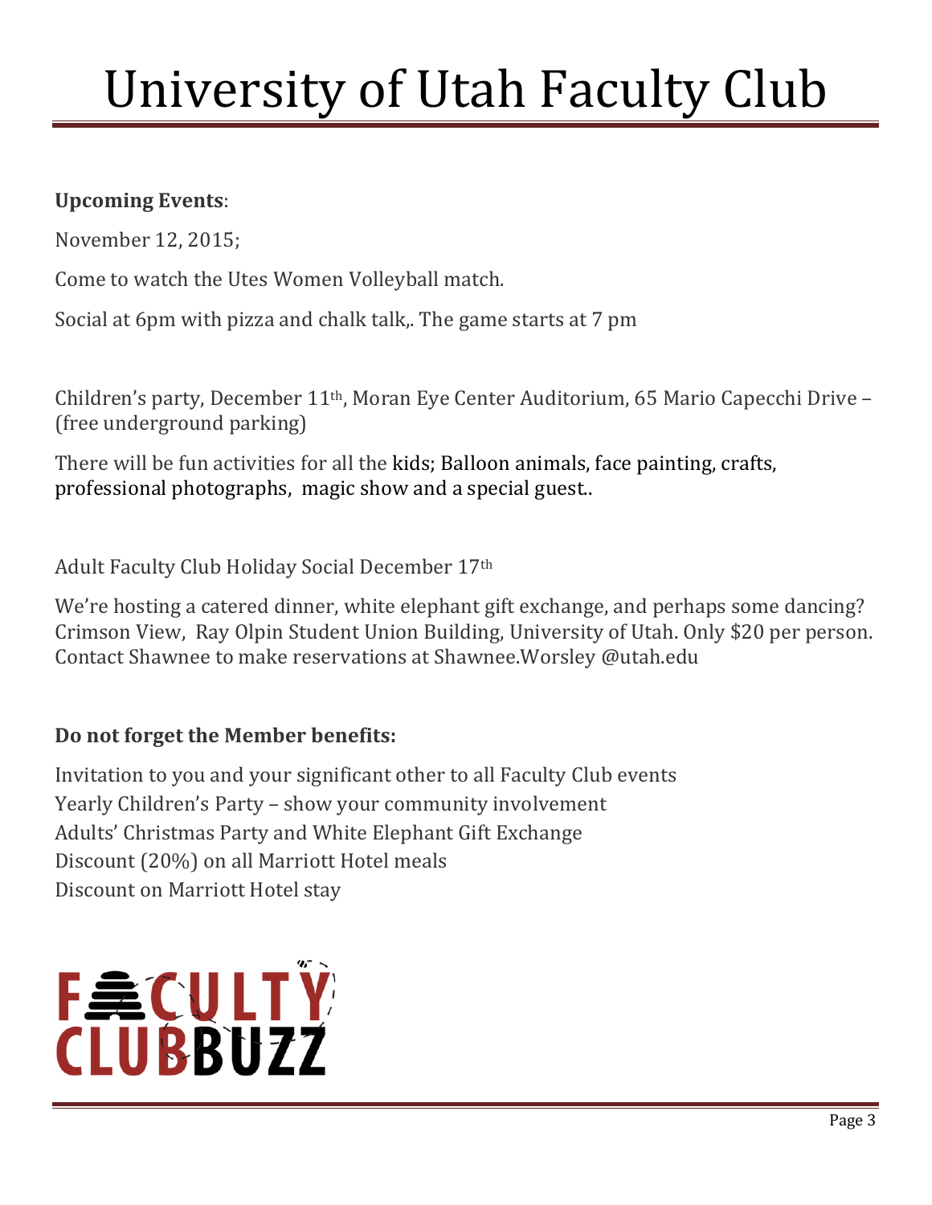# University of Utah Faculty Club

**Upcoming Events**:

November 12, 2015;

Come to watch the Utes Women Volleyball match.

Social at 6pm with pizza and chalk talk,. The game starts at 7 pm

Children's party, December 11th, Moran Eye Center Auditorium, 65 Mario Capecchi Drive – (free underground parking)

There will be fun activities for all the kids; Balloon animals, face painting, crafts, professional photographs, magic show and a special guest..

Adult Faculty Club Holiday Social December 17th

We're hosting a catered dinner, white elephant gift exchange, and perhaps some dancing? Crimson View, Ray Olpin Student Union Building, University of Utah. Only $20 per person. Contact Shawnee to make reservations at Shawnee.Worsley @utah.edu

**Do not forget the Member benefits:**

Invitation to you and your significant other to all Faculty Club events
Yearly Children's Party – show your community involvement
Adults' Christmas Party and White Elephant Gift Exchange
Discount (20%) on all Marriott Hotel meals
Discount on Marriott Hotel stay

FACULTY CLUB BUZZ